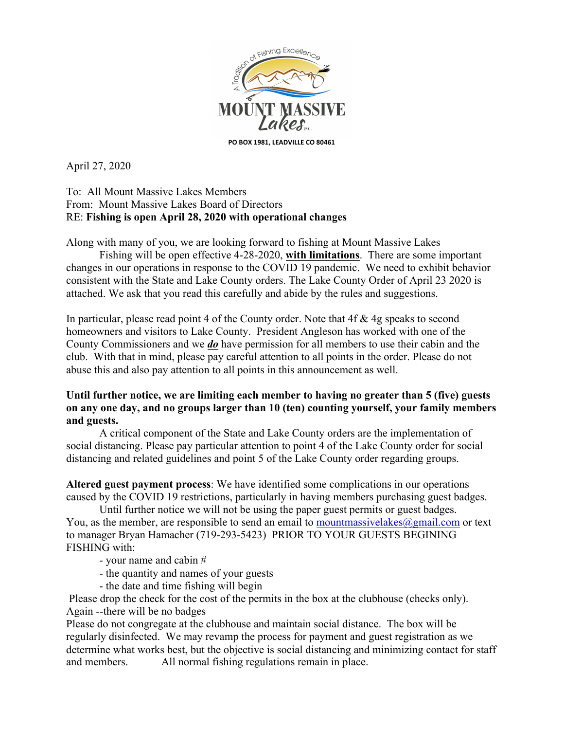A Tradition of Fishing Excellence

**MOUNT MASSIVE**
*Lakes* INC.

**PO BOX 1981, LEADVILLE CO 80461**

April 27, 2020

To: All Mount Massive Lakes Members
From: Mount Massive Lakes Board of Directors
RE: **Fishing is open April 28, 2020 with operational changes**

Along with many of you, we are looking forward to fishing at Mount Massive Lakes

Fishing will be open effective 4-28-2020, **with limitations**. There are some important changes in our operations in response to the COVID 19 pandemic. We need to exhibit behavior consistent with the State and Lake County orders. The Lake County Order of April 23 2020 is attached. We ask that you read this carefully and abide by the rules and suggestions.

In particular, please read point 4 of the County order. Note that 4f & 4g speaks to second homeowners and visitors to Lake County. President Angleson has worked with one of the County Commissioners and we ***do*** have permission for all members to use their cabin and the club. With that in mind, please pay careful attention to all points in the order. Please do not abuse this and also pay attention to all points in this announcement as well.

**Until further notice, we are limiting each member to having no greater than 5 (five) guests on any one day, and no groups larger than 10 (ten) counting yourself, your family members and guests.**

A critical component of the State and Lake County orders are the implementation of social distancing. Please pay particular attention to point 4 of the Lake County order for social distancing and related guidelines and point 5 of the Lake County order regarding groups.

**Altered guest payment process**: We have identified some complications in our operations caused by the COVID 19 restrictions, particularly in having members purchasing guest badges.

Until further notice we will not be using the paper guest permits or guest badges. You, as the member, are responsible to send an email to mountmassivelakes@gmail.com or text to manager Bryan Hamacher (719-293-5423) PRIOR TO YOUR GUESTS BEGINING FISHING with:

- your name and cabin #
- the quantity and names of your guests
- the date and time fishing will begin

Please drop the check for the cost of the permits in the box at the clubhouse (checks only). Again --there will be no badges

Please do not congregate at the clubhouse and maintain social distance. The box will be regularly disinfected. We may revamp the process for payment and guest registration as we determine what works best, but the objective is social distancing and minimizing contact for staff and members. All normal fishing regulations remain in place.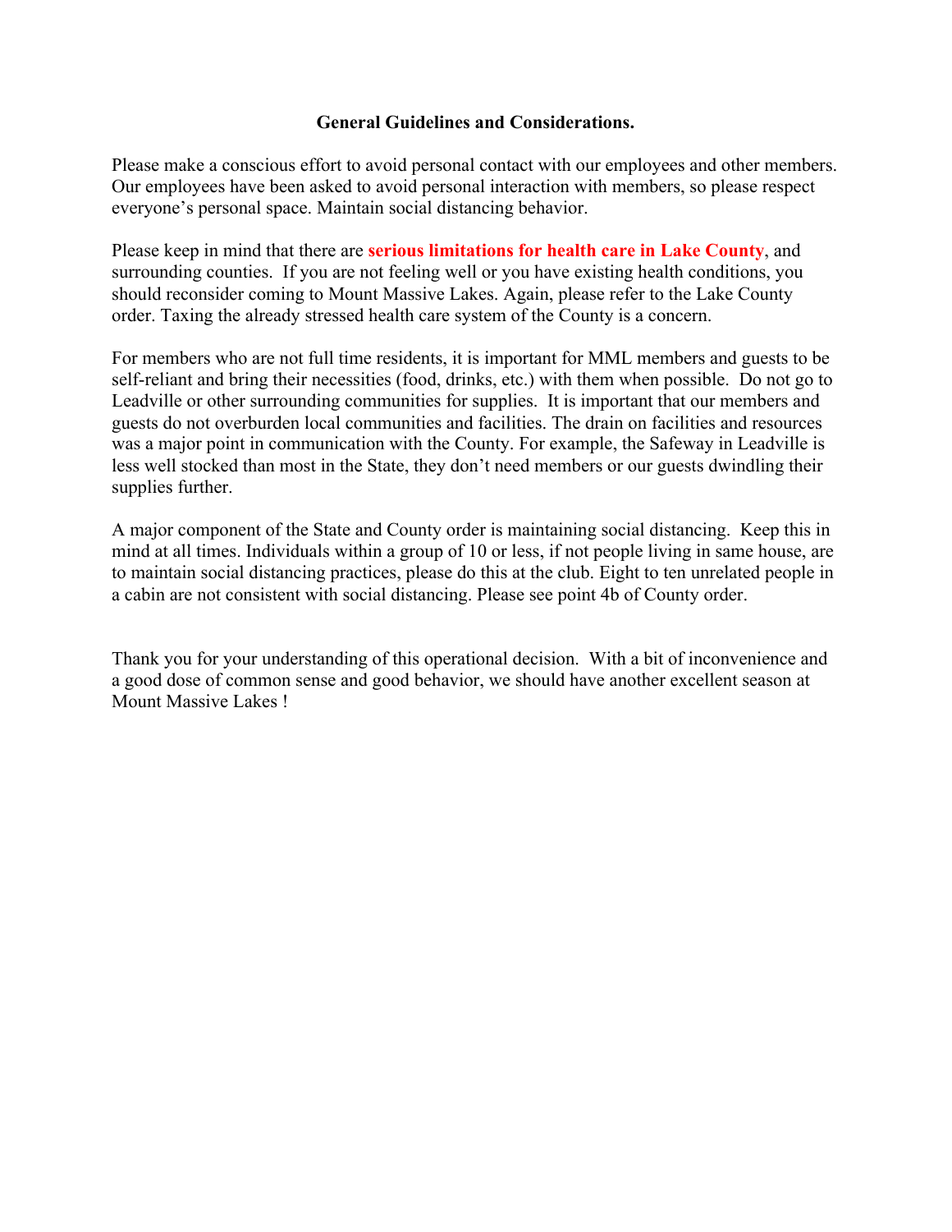**General Guidelines and Considerations.**

Please make a conscious effort to avoid personal contact with our employees and other members. Our employees have been asked to avoid personal interaction with members, so please respect everyone's personal space. Maintain social distancing behavior.

Please keep in mind that there are **serious limitations for health care in Lake County**, and surrounding counties. If you are not feeling well or you have existing health conditions, you should reconsider coming to Mount Massive Lakes. Again, please refer to the Lake County order. Taxing the already stressed health care system of the County is a concern.

For members who are not full time residents, it is important for MML members and guests to be self-reliant and bring their necessities (food, drinks, etc.) with them when possible. Do not go to Leadville or other surrounding communities for supplies. It is important that our members and guests do not overburden local communities and facilities. The drain on facilities and resources was a major point in communication with the County. For example, the Safeway in Leadville is less well stocked than most in the State, they don't need members or our guests dwindling their supplies further.

A major component of the State and County order is maintaining social distancing. Keep this in mind at all times. Individuals within a group of 10 or less, if not people living in same house, are to maintain social distancing practices, please do this at the club. Eight to ten unrelated people in a cabin are not consistent with social distancing. Please see point 4b of County order.

Thank you for your understanding of this operational decision. With a bit of inconvenience and a good dose of common sense and good behavior, we should have another excellent season at Mount Massive Lakes !